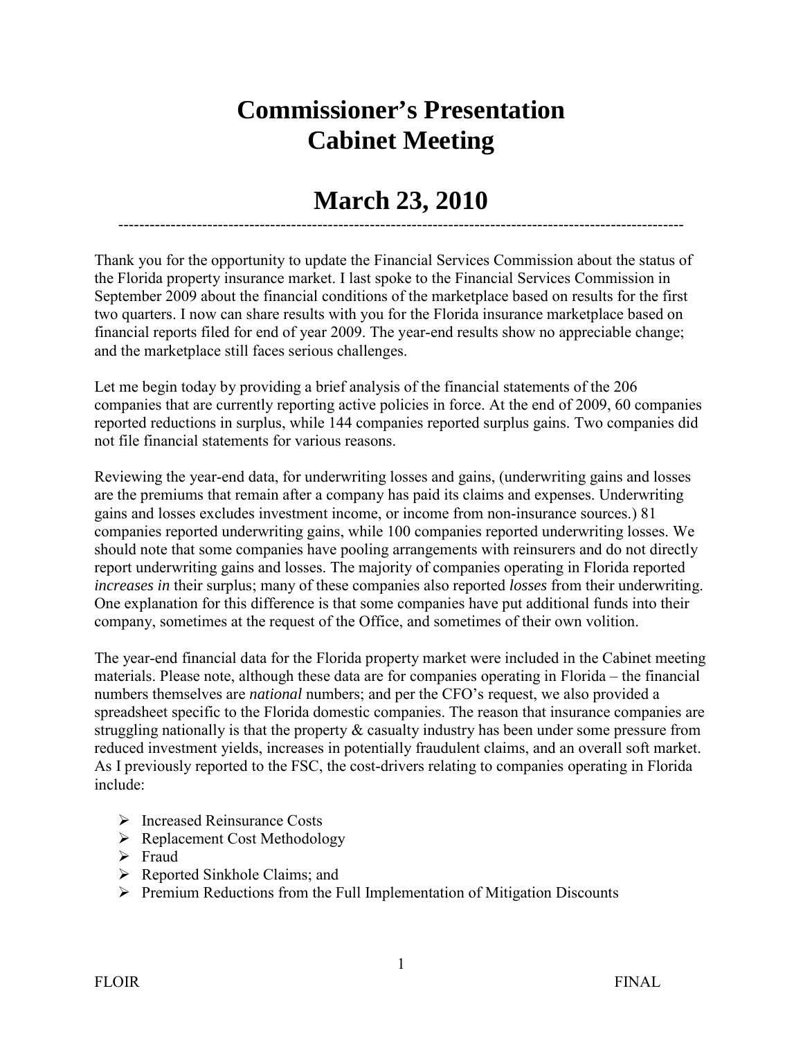# Commissioner's Presentation
# Cabinet Meeting

# March 23, 2010

---

Thank you for the opportunity to update the Financial Services Commission about the status of the Florida property insurance market. I last spoke to the Financial Services Commission in September 2009 about the financial conditions of the marketplace based on results for the first two quarters. I now can share results with you for the Florida insurance marketplace based on financial reports filed for end of year 2009. The year-end results show no appreciable change; and the marketplace still faces serious challenges.

Let me begin today by providing a brief analysis of the financial statements of the 206 companies that are currently reporting active policies in force. At the end of 2009, 60 companies reported reductions in surplus, while 144 companies reported surplus gains. Two companies did not file financial statements for various reasons.

Reviewing the year-end data, for underwriting losses and gains, (underwriting gains and losses are the premiums that remain after a company has paid its claims and expenses. Underwriting gains and losses excludes investment income, or income from non-insurance sources.) 81 companies reported underwriting gains, while 100 companies reported underwriting losses. We should note that some companies have pooling arrangements with reinsurers and do not directly report underwriting gains and losses. The majority of companies operating in Florida reported *increases in* their surplus; many of these companies also reported *losses* from their underwriting. One explanation for this difference is that some companies have put additional funds into their company, sometimes at the request of the Office, and sometimes of their own volition.

The year-end financial data for the Florida property market were included in the Cabinet meeting materials. Please note, although these data are for companies operating in Florida – the financial numbers themselves are *national* numbers; and per the CFO's request, we also provided a spreadsheet specific to the Florida domestic companies. The reason that insurance companies are struggling nationally is that the property & casualty industry has been under some pressure from reduced investment yields, increases in potentially fraudulent claims, and an overall soft market. As I previously reported to the FSC, the cost-drivers relating to companies operating in Florida include:

- Increased Reinsurance Costs
- Replacement Cost Methodology
- Fraud
- Reported Sinkhole Claims; and
- Premium Reductions from the Full Implementation of Mitigation Discounts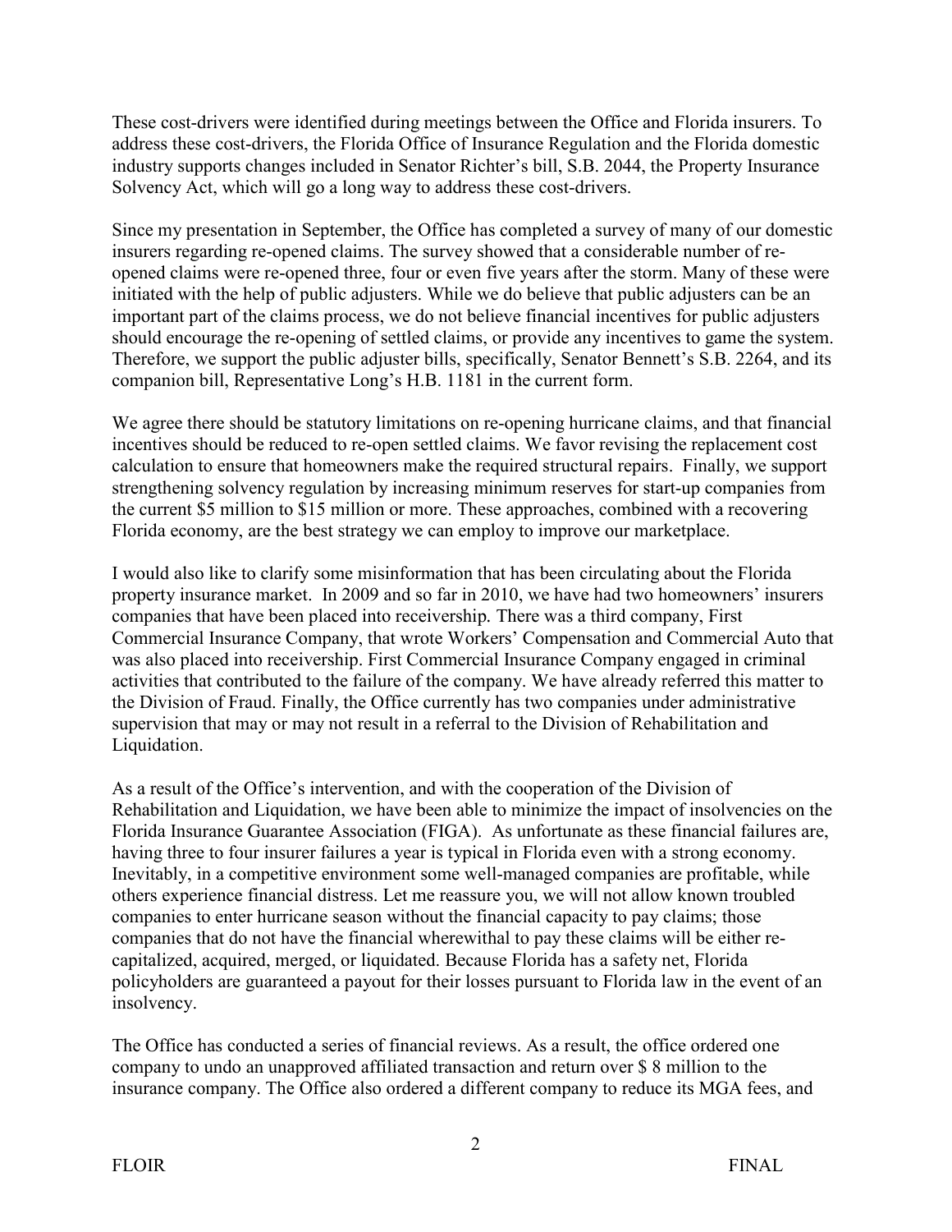These cost-drivers were identified during meetings between the Office and Florida insurers. To address these cost-drivers, the Florida Office of Insurance Regulation and the Florida domestic industry supports changes included in Senator Richter's bill, S.B. 2044, the Property Insurance Solvency Act, which will go a long way to address these cost-drivers.

Since my presentation in September, the Office has completed a survey of many of our domestic insurers regarding re-opened claims. The survey showed that a considerable number of re-opened claims were re-opened three, four or even five years after the storm. Many of these were initiated with the help of public adjusters. While we do believe that public adjusters can be an important part of the claims process, we do not believe financial incentives for public adjusters should encourage the re-opening of settled claims, or provide any incentives to game the system. Therefore, we support the public adjuster bills, specifically, Senator Bennett's S.B. 2264, and its companion bill, Representative Long's H.B. 1181 in the current form.

We agree there should be statutory limitations on re-opening hurricane claims, and that financial incentives should be reduced to re-open settled claims. We favor revising the replacement cost calculation to ensure that homeowners make the required structural repairs. Finally, we support strengthening solvency regulation by increasing minimum reserves for start-up companies from the current $5 million to $15 million or more. These approaches, combined with a recovering Florida economy, are the best strategy we can employ to improve our marketplace.

I would also like to clarify some misinformation that has been circulating about the Florida property insurance market. In 2009 and so far in 2010, we have had two homeowners' insurers companies that have been placed into receivership. There was a third company, First Commercial Insurance Company, that wrote Workers' Compensation and Commercial Auto that was also placed into receivership. First Commercial Insurance Company engaged in criminal activities that contributed to the failure of the company. We have already referred this matter to the Division of Fraud. Finally, the Office currently has two companies under administrative supervision that may or may not result in a referral to the Division of Rehabilitation and Liquidation.

As a result of the Office's intervention, and with the cooperation of the Division of Rehabilitation and Liquidation, we have been able to minimize the impact of insolvencies on the Florida Insurance Guarantee Association (FIGA). As unfortunate as these financial failures are, having three to four insurer failures a year is typical in Florida even with a strong economy. Inevitably, in a competitive environment some well-managed companies are profitable, while others experience financial distress. Let me reassure you, we will not allow known troubled companies to enter hurricane season without the financial capacity to pay claims; those companies that do not have the financial wherewithal to pay these claims will be either re-capitalized, acquired, merged, or liquidated. Because Florida has a safety net, Florida policyholders are guaranteed a payout for their losses pursuant to Florida law in the event of an insolvency.

The Office has conducted a series of financial reviews. As a result, the office ordered one company to undo an unapproved affiliated transaction and return over $ 8 million to the insurance company. The Office also ordered a different company to reduce its MGA fees, and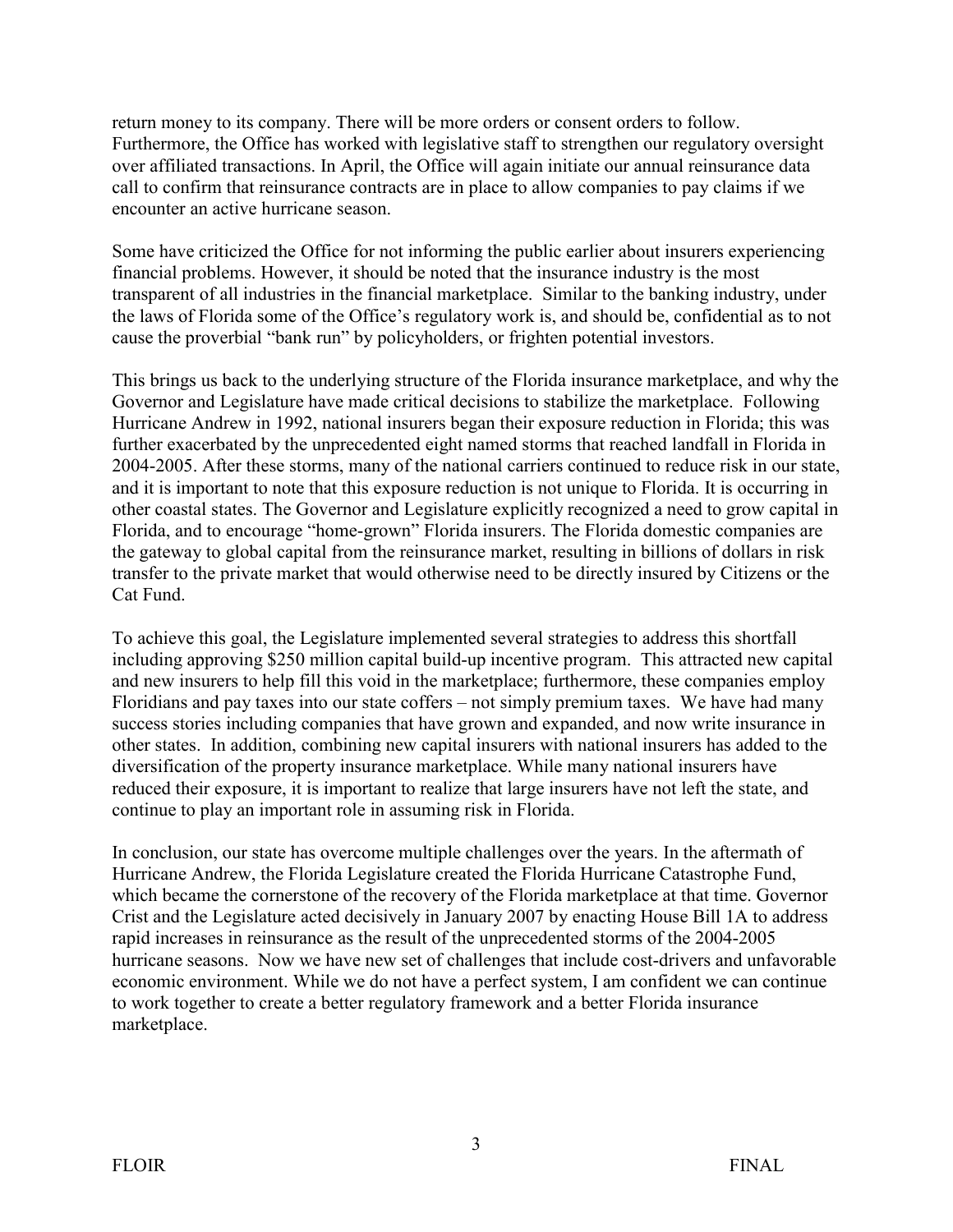return money to its company. There will be more orders or consent orders to follow. Furthermore, the Office has worked with legislative staff to strengthen our regulatory oversight over affiliated transactions. In April, the Office will again initiate our annual reinsurance data call to confirm that reinsurance contracts are in place to allow companies to pay claims if we encounter an active hurricane season.

Some have criticized the Office for not informing the public earlier about insurers experiencing financial problems. However, it should be noted that the insurance industry is the most transparent of all industries in the financial marketplace. Similar to the banking industry, under the laws of Florida some of the Office's regulatory work is, and should be, confidential as to not cause the proverbial "bank run" by policyholders, or frighten potential investors.

This brings us back to the underlying structure of the Florida insurance marketplace, and why the Governor and Legislature have made critical decisions to stabilize the marketplace. Following Hurricane Andrew in 1992, national insurers began their exposure reduction in Florida; this was further exacerbated by the unprecedented eight named storms that reached landfall in Florida in 2004-2005. After these storms, many of the national carriers continued to reduce risk in our state, and it is important to note that this exposure reduction is not unique to Florida. It is occurring in other coastal states. The Governor and Legislature explicitly recognized a need to grow capital in Florida, and to encourage "home-grown" Florida insurers. The Florida domestic companies are the gateway to global capital from the reinsurance market, resulting in billions of dollars in risk transfer to the private market that would otherwise need to be directly insured by Citizens or the Cat Fund.

To achieve this goal, the Legislature implemented several strategies to address this shortfall including approving $250 million capital build-up incentive program. This attracted new capital and new insurers to help fill this void in the marketplace; furthermore, these companies employ Floridians and pay taxes into our state coffers – not simply premium taxes. We have had many success stories including companies that have grown and expanded, and now write insurance in other states. In addition, combining new capital insurers with national insurers has added to the diversification of the property insurance marketplace. While many national insurers have reduced their exposure, it is important to realize that large insurers have not left the state, and continue to play an important role in assuming risk in Florida.

In conclusion, our state has overcome multiple challenges over the years. In the aftermath of Hurricane Andrew, the Florida Legislature created the Florida Hurricane Catastrophe Fund, which became the cornerstone of the recovery of the Florida marketplace at that time. Governor Crist and the Legislature acted decisively in January 2007 by enacting House Bill 1A to address rapid increases in reinsurance as the result of the unprecedented storms of the 2004-2005 hurricane seasons. Now we have new set of challenges that include cost-drivers and unfavorable economic environment. While we do not have a perfect system, I am confident we can continue to work together to create a better regulatory framework and a better Florida insurance marketplace.